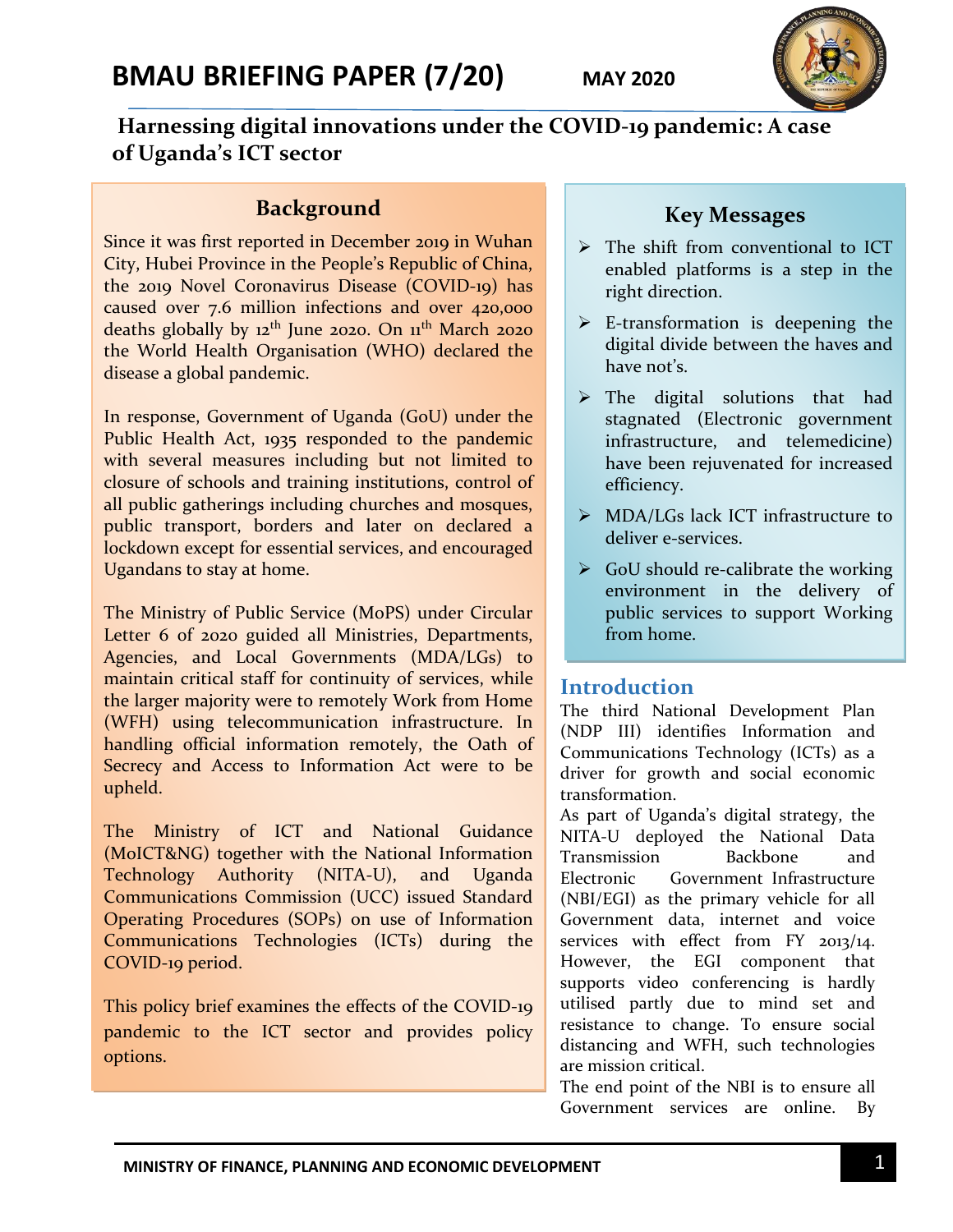# BMAU BRIEFING PAPER (7/20)

**MAY 2020**

## Harnessing digital innovations under the COVID-19 pandemic: A case of Uganda's ICT sector

### Background

Since it was first reported in December 2019 in Wuhan City, Hubei Province in the People's Republic of China, the 2019 Novel Coronavirus Disease (COVID-19) has caused over 7.6 million infections and over 420,000 deaths globally by 12th June 2020. On 11th March 2020 the World Health Organisation (WHO) declared the disease a global pandemic.

In response, Government of Uganda (GoU) under the Public Health Act, 1935 responded to the pandemic with several measures including but not limited to closure of schools and training institutions, control of all public gatherings including churches and mosques, public transport, borders and later on declared a lockdown except for essential services, and encouraged Ugandans to stay at home.

The Ministry of Public Service (MoPS) under Circular Letter 6 of 2020 guided all Ministries, Departments, Agencies, and Local Governments (MDA/LGs) to maintain critical staff for continuity of services, while the larger majority were to remotely Work from Home (WFH) using telecommunication infrastructure. In handling official information remotely, the Oath of Secrecy and Access to Information Act were to be upheld.

The Ministry of ICT and National Guidance (MoICT&NG) together with the National Information Technology Authority (NITA-U), and Uganda Communications Commission (UCC) issued Standard Operating Procedures (SOPs) on use of Information Communications Technologies (ICTs) during the COVID-19 period.

This policy brief examines the effects of the COVID-19 pandemic to the ICT sector and provides policy options.

### Key Messages

- The shift from conventional to ICT enabled platforms is a step in the right direction.
- E-transformation is deepening the digital divide between the haves and have not's.
- The digital solutions that had stagnated (Electronic government infrastructure, and telemedicine) have been rejuvenated for increased efficiency.
- MDA/LGs lack ICT infrastructure to deliver e-services.
- GoU should re-calibrate the working environment in the delivery of public services to support Working from home.

## Introduction

The third National Development Plan (NDP III) identifies Information and Communications Technology (ICTs) as a driver for growth and social economic transformation.

As part of Uganda's digital strategy, the NITA-U deployed the National Data Transmission Backbone and Electronic Government Infrastructure (NBI/EGI) as the primary vehicle for all Government data, internet and voice services with effect from FY 2013/14. However, the EGI component that supports video conferencing is hardly utilised partly due to mind set and resistance to change. To ensure social distancing and WFH, such technologies are mission critical.

The end point of the NBI is to ensure all Government services are online. By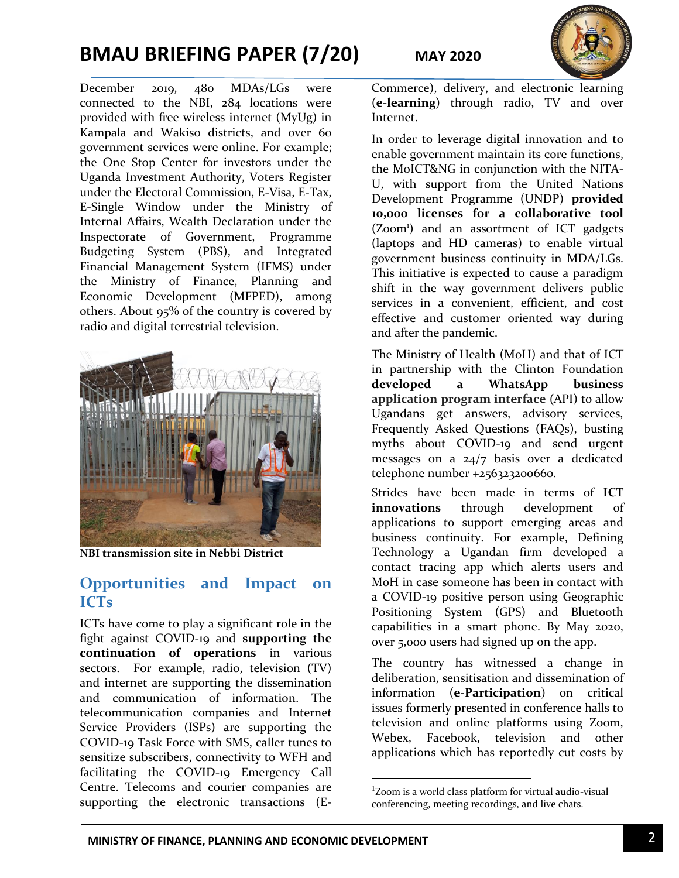December 2019, 480 MDAs/LGs were connected to the NBI, 284 locations were provided with free wireless internet (MyUg) in Kampala and Wakiso districts, and over 60 government services were online. For example; the One Stop Center for investors under the Uganda Investment Authority, Voters Register under the Electoral Commission, E-Visa, E-Tax, E-Single Window under the Ministry of Internal Affairs, Wealth Declaration under the Inspectorate of Government, Programme Budgeting System (PBS), and Integrated Financial Management System (IFMS) under the Ministry of Finance, Planning and Economic Development (MFPED), among others. About 95% of the country is covered by radio and digital terrestrial television.

**NBI transmission site in Nebbi District**

## Opportunities and Impact on ICTs

ICTs have come to play a significant role in the fight against COVID-19 and **supporting the continuation of operations** in various sectors. For example, radio, television (TV) and internet are supporting the dissemination and communication of information. The telecommunication companies and Internet Service Providers (ISPs) are supporting the COVID-19 Task Force with SMS, caller tunes to sensitize subscribers, connectivity to WFH and facilitating the COVID-19 Emergency Call Centre. Telecoms and courier companies are supporting the electronic transactions (E-Commerce), delivery, and electronic learning (**e-learning**) through radio, TV and over Internet.

In order to leverage digital innovation and to enable government maintain its core functions, the MoICT&NG in conjunction with the NITA-U, with support from the United Nations Development Programme (UNDP) **provided 10,000 licenses for a collaborative tool** (Zoom[1]) and an assortment of ICT gadgets (laptops and HD cameras) to enable virtual government business continuity in MDA/LGs. This initiative is expected to cause a paradigm shift in the way government delivers public services in a convenient, efficient, and cost effective and customer oriented way during and after the pandemic.

The Ministry of Health (MoH) and that of ICT in partnership with the Clinton Foundation **developed a WhatsApp business application program interface** (API) to allow Ugandans get answers, advisory services, Frequently Asked Questions (FAQs), busting myths about COVID-19 and send urgent messages on a 24/7 basis over a dedicated telephone number +256323200660.

Strides have been made in terms of **ICT innovations** through development of applications to support emerging areas and business continuity. For example, Defining Technology a Ugandan firm developed a contact tracing app which alerts users and MoH in case someone has been in contact with a COVID-19 positive person using Geographic Positioning System (GPS) and Bluetooth capabilities in a smart phone. By May 2020, over 5,000 users had signed up on the app.

The country has witnessed a change in deliberation, sensitisation and dissemination of information (**e-Participation**) on critical issues formerly presented in conference halls to television and online platforms using Zoom, Webex, Facebook, television and other applications which has reportedly cut costs by

---

[1]Zoom is a world class platform for virtual audio-visual conferencing, meeting recordings, and live chats.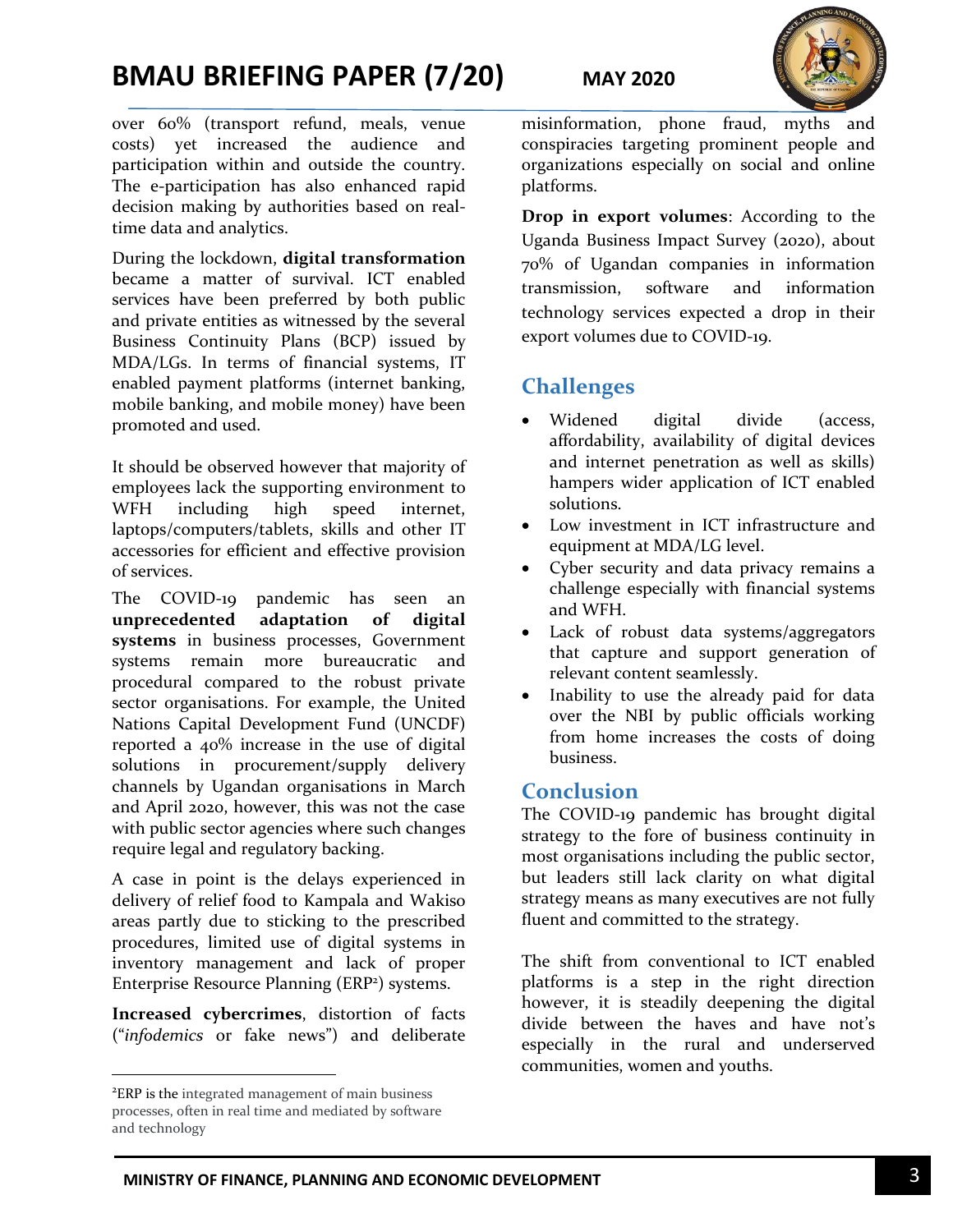over 60% (transport refund, meals, venue costs) yet increased the audience and participation within and outside the country. The e-participation has also enhanced rapid decision making by authorities based on real-time data and analytics.

During the lockdown, **digital transformation** became a matter of survival. ICT enabled services have been preferred by both public and private entities as witnessed by the several Business Continuity Plans (BCP) issued by MDA/LGs. In terms of financial systems, IT enabled payment platforms (internet banking, mobile banking, and mobile money) have been promoted and used.

It should be observed however that majority of employees lack the supporting environment to WFH including high speed internet, laptops/computers/tablets, skills and other IT accessories for efficient and effective provision of services.

The COVID-19 pandemic has seen an **unprecedented adaptation of digital systems** in business processes, Government systems remain more bureaucratic and procedural compared to the robust private sector organisations. For example, the United Nations Capital Development Fund (UNCDF) reported a 40% increase in the use of digital solutions in procurement/supply delivery channels by Ugandan organisations in March and April 2020, however, this was not the case with public sector agencies where such changes require legal and regulatory backing.

A case in point is the delays experienced in delivery of relief food to Kampala and Wakiso areas partly due to sticking to the prescribed procedures, limited use of digital systems in inventory management and lack of proper Enterprise Resource Planning (ERP[2]) systems.

**Increased cybercrimes**, distortion of facts ("*infodemics* or fake news") and deliberate misinformation, phone fraud, myths and conspiracies targeting prominent people and organizations especially on social and online platforms.

**Drop in export volumes**: According to the Uganda Business Impact Survey (2020), about 70% of Ugandan companies in information transmission, software and information technology services expected a drop in their export volumes due to COVID-19.

## Challenges

- Widened digital divide (access, affordability, availability of digital devices and internet penetration as well as skills) hampers wider application of ICT enabled solutions.
- Low investment in ICT infrastructure and equipment at MDA/LG level.
- Cyber security and data privacy remains a challenge especially with financial systems and WFH.
- Lack of robust data systems/aggregators that capture and support generation of relevant content seamlessly.
- Inability to use the already paid for data over the NBI by public officials working from home increases the costs of doing business.

## Conclusion

The COVID-19 pandemic has brought digital strategy to the fore of business continuity in most organisations including the public sector, but leaders still lack clarity on what digital strategy means as many executives are not fully fluent and committed to the strategy.

The shift from conventional to ICT enabled platforms is a step in the right direction however, it is steadily deepening the digital divide between the haves and have not's especially in the rural and underserved communities, women and youths.

---

[2]ERP is the integrated management of main business processes, often in real time and mediated by software and technology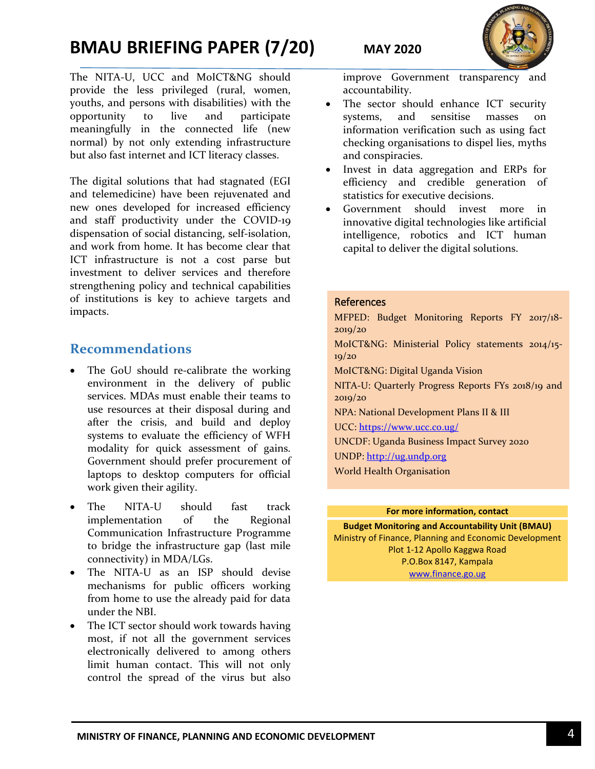The NITA-U, UCC and MoICT&NG should provide the less privileged (rural, women, youths, and persons with disabilities) with the opportunity to live and participate meaningfully in the connected life (new normal) by not only extending infrastructure but also fast internet and ICT literacy classes.

The digital solutions that had stagnated (EGI and telemedicine) have been rejuvenated and new ones developed for increased efficiency and staff productivity under the COVID-19 dispensation of social distancing, self-isolation, and work from home. It has become clear that ICT infrastructure is not a cost parse but investment to deliver services and therefore strengthening policy and technical capabilities of institutions is key to achieve targets and impacts.

## Recommendations

- The GoU should re-calibrate the working environment in the delivery of public services. MDAs must enable their teams to use resources at their disposal during and after the crisis, and build and deploy systems to evaluate the efficiency of WFH modality for quick assessment of gains. Government should prefer procurement of laptops to desktop computers for official work given their agility.
- The NITA-U should fast track implementation of the Regional Communication Infrastructure Programme to bridge the infrastructure gap (last mile connectivity) in MDA/LGs.
- The NITA-U as an ISP should devise mechanisms for public officers working from home to use the already paid for data under the NBI.
- The ICT sector should work towards having most, if not all the government services electronically delivered to among others limit human contact. This will not only control the spread of the virus but also improve Government transparency and accountability.
- The sector should enhance ICT security systems, and sensitise masses on information verification such as using fact checking organisations to dispel lies, myths and conspiracies.
- Invest in data aggregation and ERPs for efficiency and credible generation of statistics for executive decisions.
- Government should invest more in innovative digital technologies like artificial intelligence, robotics and ICT human capital to deliver the digital solutions.

### References

MFPED: Budget Monitoring Reports FY 2017/18-2019/20

MoICT&NG: Ministerial Policy statements 2014/15-19/20

MoICT&NG: Digital Uganda Vision

NITA-U: Quarterly Progress Reports FYs 2018/19 and 2019/20

NPA: National Development Plans II & III

UCC: https://www.ucc.co.ug/

UNCDF: Uganda Business Impact Survey 2020

UNDP: http://ug.undp.org

World Health Organisation

**For more information, contact**

**Budget Monitoring and Accountability Unit (BMAU)**
Ministry of Finance, Planning and Economic Development
Plot 1-12 Apollo Kaggwa Road
P.O.Box 8147, Kampala
www.finance.go.ug